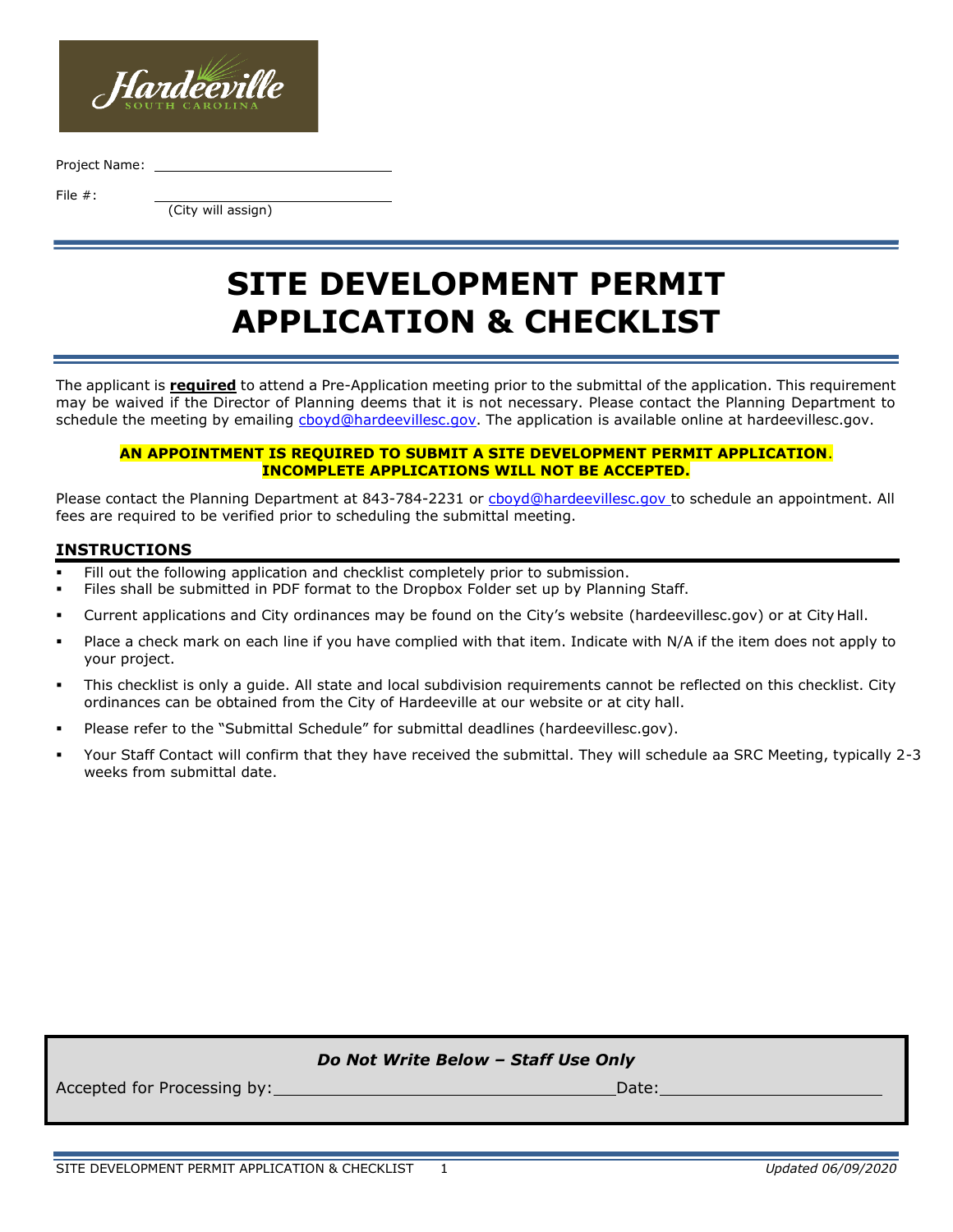Project Name: ______________________________

File #: ______________________________
(City will assign)

# SITE DEVELOPMENT PERMIT APPLICATION & CHECKLIST

The applicant is **required** to attend a Pre-Application meeting prior to the submittal of the application. This requirement may be waived if the Director of Planning deems that it is not necessary. Please contact the Planning Department to schedule the meeting by emailing cboyd@hardeevillesc.gov. The application is available online at hardeevillesc.gov.

**AN APPOINTMENT IS REQUIRED TO SUBMIT A SITE DEVELOPMENT PERMIT APPLICATION. INCOMPLETE APPLICATIONS WILL NOT BE ACCEPTED.**

Please contact the Planning Department at 843-784-2231 or cboyd@hardeevillesc.gov to schedule an appointment. All fees are required to be verified prior to scheduling the submittal meeting.

## INSTRUCTIONS

- Fill out the following application and checklist completely prior to submission.
- Files shall be submitted in PDF format to the Dropbox Folder set up by Planning Staff.
- Current applications and City ordinances may be found on the City's website (hardeevillesc.gov) or at City Hall.
- Place a check mark on each line if you have complied with that item. Indicate with N/A if the item does not apply to your project.
- This checklist is only a guide. All state and local subdivision requirements cannot be reflected on this checklist. City ordinances can be obtained from the City of Hardeeville at our website or at city hall.
- Please refer to the "Submittal Schedule" for submittal deadlines (hardeevillesc.gov).
- Your Staff Contact will confirm that they have received the submittal. They will schedule aa SRC Meeting, typically 2-3 weeks from submittal date.

***Do Not Write Below – Staff Use Only***

Accepted for Processing by: ______________________________ Date: ______________________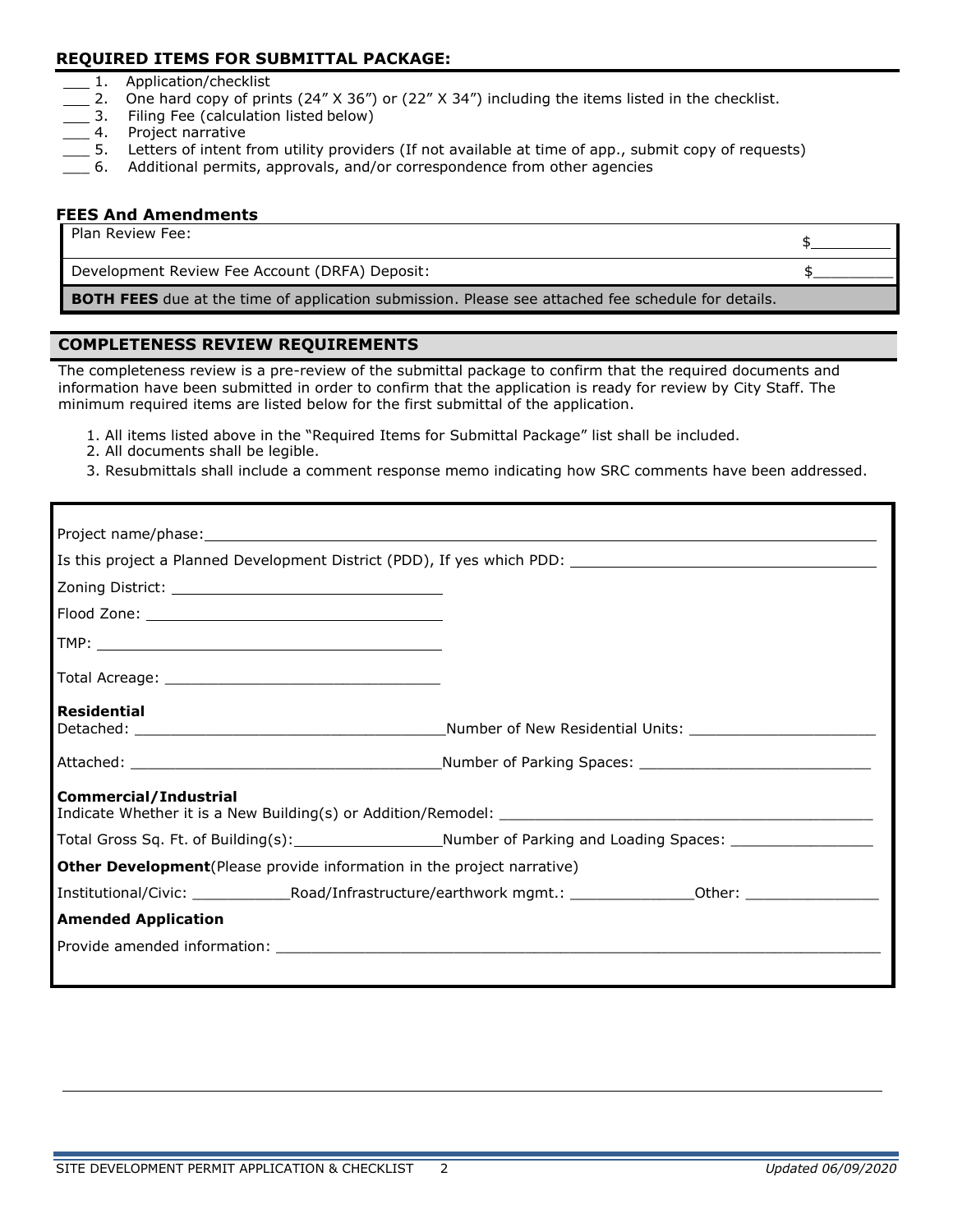## REQUIRED ITEMS FOR SUBMITTAL PACKAGE:

___ 1. Application/checklist
___ 2. One hard copy of prints (24" X 36") or (22" X 34") including the items listed in the checklist.
___ 3. Filing Fee (calculation listed below)
___ 4. Project narrative
___ 5. Letters of intent from utility providers (If not available at time of app., submit copy of requests)
___ 6. Additional permits, approvals, and/or correspondence from other agencies

## FEES And Amendments

| | |
|---|---|
| Plan Review Fee: | $_________ |
| Development Review Fee Account (DRFA) Deposit: | $_________ |
| **BOTH FEES** due at the time of application submission. Please see attached fee schedule for details. | |

## COMPLETENESS REVIEW REQUIREMENTS

The completeness review is a pre-review of the submittal package to confirm that the required documents and information have been submitted in order to confirm that the application is ready for review by City Staff. The minimum required items are listed below for the first submittal of the application.

1. All items listed above in the "Required Items for Submittal Package" list shall be included.
2. All documents shall be legible.
3. Resubmittals shall include a comment response memo indicating how SRC comments have been addressed.

Project name/phase: ____________________

Is this project a Planned Development District (PDD), If yes which PDD: ____________________

Zoning District: ____________________

Flood Zone: ____________________

TMP: ____________________

Total Acreage: ____________________

**Residential**

Detached: ____________________ Number of New Residential Units: ____________________

Attached: ____________________ Number of Parking Spaces: ____________________

**Commercial/Industrial**

Indicate Whether it is a New Building(s) or Addition/Remodel: ____________________

Total Gross Sq. Ft. of Building(s): ____________________ Number of Parking and Loading Spaces: ____________________

**Other Development**(Please provide information in the project narrative)

Institutional/Civic: ___________ Road/Infrastructure/earthwork mgmt.: ______________ Other: _______________

**Amended Application**

Provide amended information: ____________________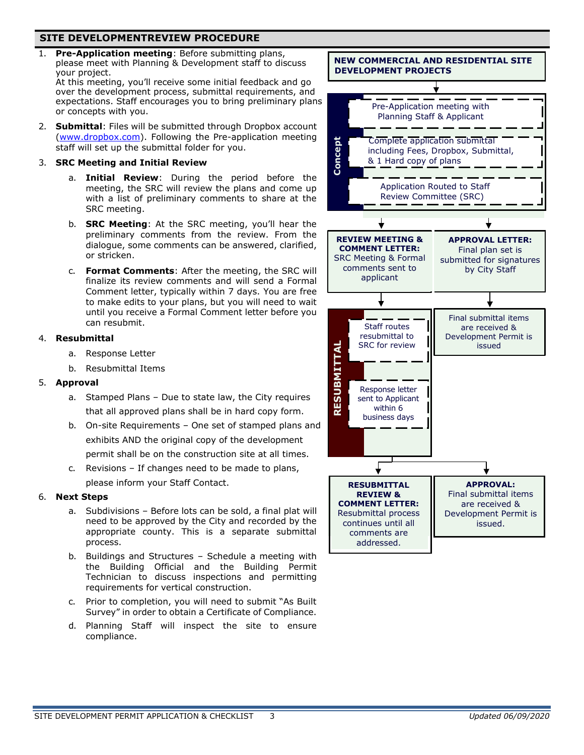## SITE DEVELOPMENTREVIEW PROCEDURE

1. **Pre-Application meeting**: Before submitting plans, please meet with Planning & Development staff to discuss your project.
   At this meeting, you'll receive some initial feedback and go over the development process, submittal requirements, and expectations. Staff encourages you to bring preliminary plans or concepts with you.
2. **Submittal**: Files will be submitted through Dropbox account (www.dropbox.com). Following the Pre-application meeting staff will set up the submittal folder for you.
3. **SRC Meeting and Initial Review**
   a. **Initial Review**: During the period before the meeting, the SRC will review the plans and come up with a list of preliminary comments to share at the SRC meeting.
   b. **SRC Meeting**: At the SRC meeting, you'll hear the preliminary comments from the review. From the dialogue, some comments can be answered, clarified, or stricken.
   c. **Format Comments**: After the meeting, the SRC will finalize its review comments and will send a Formal Comment letter, typically within 7 days. You are free to make edits to your plans, but you will need to wait until you receive a Formal Comment letter before you can resubmit.
4. **Resubmittal**
   a. Response Letter
   b. Resubmittal Items
5. **Approval**
   a. Stamped Plans – Due to state law, the City requires that all approved plans shall be in hard copy form.
   b. On-site Requirements – One set of stamped plans and exhibits AND the original copy of the development permit shall be on the construction site at all times.
   c. Revisions – If changes need to be made to plans, please inform your Staff Contact.
6. **Next Steps**
   a. Subdivisions – Before lots can be sold, a final plat will need to be approved by the City and recorded by the appropriate county. This is a separate submittal process.
   b. Buildings and Structures – Schedule a meeting with the Building Official and the Building Permit Technician to discuss inspections and permitting requirements for vertical construction.
   c. Prior to completion, you will need to submit "As Built Survey" in order to obtain a Certificate of Compliance.
   d. Planning Staff will inspect the site to ensure compliance.

**NEW COMMERCIAL AND RESIDENTIAL SITE DEVELOPMENT PROJECTS**

**Concept**
- Pre-Application meeting with Planning Staff & Applicant
- Complete application submittal including Fees, Dropbox, Submittal, & 1 Hard copy of plans
- Application Routed to Staff Review Committee (SRC)

**REVIEW MEETING & COMMENT LETTER:** SRC Meeting & Formal comments sent to applicant

**APPROVAL LETTER:** Final plan set is submitted for signatures by City Staff
- Final submittal items are received & Development Permit is issued

**RESUBMITTAL**
- Staff routes resubmittal to SRC for review
- Response letter sent to Applicant within 6 business days

**RESUBMITTAL REVIEW & COMMENT LETTER:** Resubmittal process continues until all comments are addressed.

**APPROVAL:** Final submittal items are received & Development Permit is issued.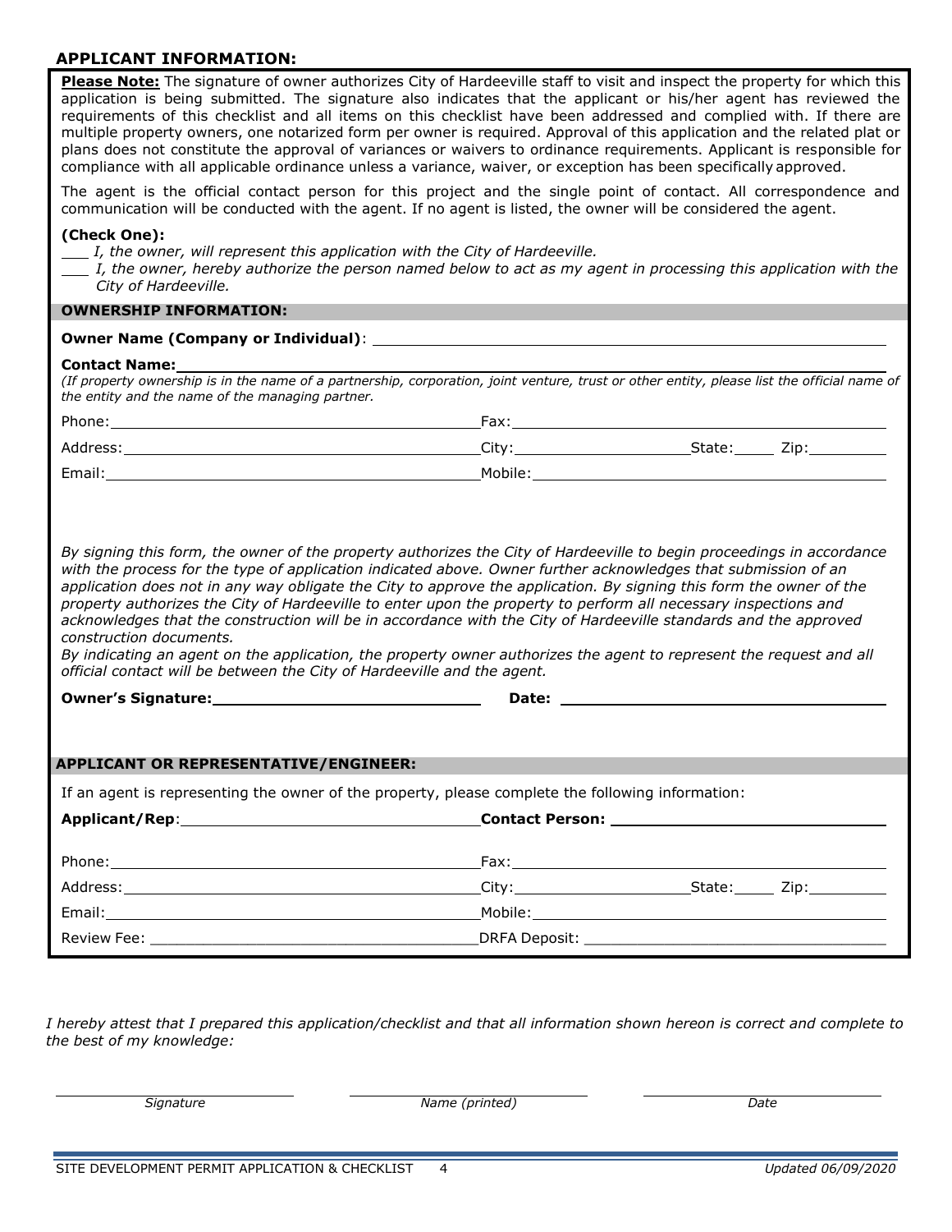## APPLICANT INFORMATION:

**Please Note:** The signature of owner authorizes City of Hardeeville staff to visit and inspect the property for which this application is being submitted. The signature also indicates that the applicant or his/her agent has reviewed the requirements of this checklist and all items on this checklist have been addressed and complied with. If there are multiple property owners, one notarized form per owner is required. Approval of this application and the related plat or plans does not constitute the approval of variances or waivers to ordinance requirements. Applicant is responsible for compliance with all applicable ordinance unless a variance, waiver, or exception has been specifically approved.

The agent is the official contact person for this project and the single point of contact. All correspondence and communication will be conducted with the agent. If no agent is listed, the owner will be considered the agent.

**(Check One):**

___ *I, the owner, will represent this application with the City of Hardeeville.*

___ *I, the owner, hereby authorize the person named below to act as my agent in processing this application with the City of Hardeeville.*

### OWNERSHIP INFORMATION:

**Owner Name (Company or Individual)**: ______________________________

**Contact Name:** ______________________________

*(If property ownership is in the name of a partnership, corporation, joint venture, trust or other entity, please list the official name of the entity and the name of the managing partner.*

Phone: ______________________ Fax: ______________________

Address: ______________________ City: ______________ State: _____ Zip: _________

Email: ______________________ Mobile: ______________________

*By signing this form, the owner of the property authorizes the City of Hardeeville to begin proceedings in accordance with the process for the type of application indicated above. Owner further acknowledges that submission of an application does not in any way obligate the City to approve the application. By signing this form the owner of the property authorizes the City of Hardeeville to enter upon the property to perform all necessary inspections and acknowledges that the construction will be in accordance with the City of Hardeeville standards and the approved construction documents.*

*By indicating an agent on the application, the property owner authorizes the agent to represent the request and all official contact will be between the City of Hardeeville and the agent.*

**Owner's Signature:** ______________________ **Date:** ______________________

### APPLICANT OR REPRESENTATIVE/ENGINEER:

If an agent is representing the owner of the property, please complete the following information:

**Applicant/Rep**: ______________________ **Contact Person:** ______________________

Phone: ______________________ Fax: ______________________

Address: ______________________ City: ______________ State: _____ Zip: _________

Email: ______________________ Mobile: ______________________

Review Fee: ______________________ DRFA Deposit: ______________________

*I hereby attest that I prepared this application/checklist and that all information shown hereon is correct and complete to the best of my knowledge:*

______________________ ______________________ ______________________

*Signature* *Name (printed)* *Date*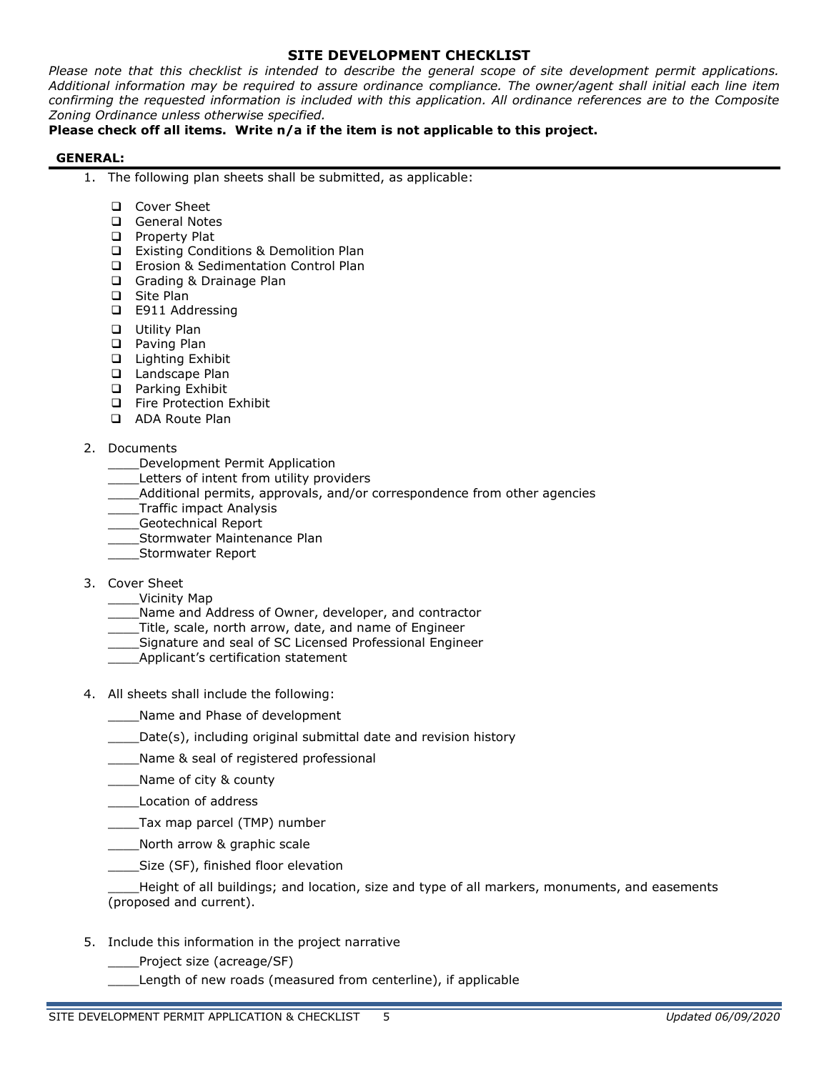# SITE DEVELOPMENT CHECKLIST

*Please note that this checklist is intended to describe the general scope of site development permit applications. Additional information may be required to assure ordinance compliance. The owner/agent shall initial each line item confirming the requested information is included with this application. All ordinance references are to the Composite Zoning Ordinance unless otherwise specified.*

**Please check off all items. Write n/a if the item is not applicable to this project.**

## GENERAL:

1. The following plan sheets shall be submitted, as applicable:

   - ☐ Cover Sheet
   - ☐ General Notes
   - ☐ Property Plat
   - ☐ Existing Conditions & Demolition Plan
   - ☐ Erosion & Sedimentation Control Plan
   - ☐ Grading & Drainage Plan
   - ☐ Site Plan
   - ☐ E911 Addressing
   - ☐ Utility Plan
   - ☐ Paving Plan
   - ☐ Lighting Exhibit
   - ☐ Landscape Plan
   - ☐ Parking Exhibit
   - ☐ Fire Protection Exhibit
   - ☐ ADA Route Plan

2. Documents

   ____Development Permit Application
   ____Letters of intent from utility providers
   ____Additional permits, approvals, and/or correspondence from other agencies
   ____Traffic impact Analysis
   ____Geotechnical Report
   ____Stormwater Maintenance Plan
   ____Stormwater Report

3. Cover Sheet

   ____Vicinity Map
   ____Name and Address of Owner, developer, and contractor
   ____Title, scale, north arrow, date, and name of Engineer
   ____Signature and seal of SC Licensed Professional Engineer
   ____Applicant's certification statement

4. All sheets shall include the following:

   ____Name and Phase of development
   ____Date(s), including original submittal date and revision history
   ____Name & seal of registered professional
   ____Name of city & county
   ____Location of address
   ____Tax map parcel (TMP) number
   ____North arrow & graphic scale
   ____Size (SF), finished floor elevation
   ____Height of all buildings; and location, size and type of all markers, monuments, and easements (proposed and current).

5. Include this information in the project narrative

   ____Project size (acreage/SF)
   ____Length of new roads (measured from centerline), if applicable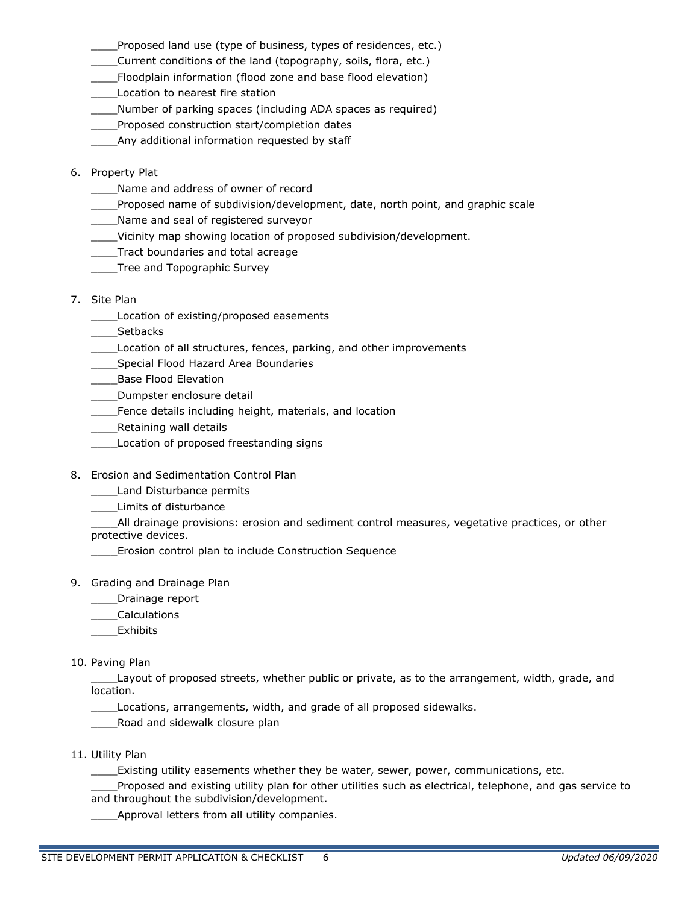____Proposed land use (type of business, types of residences, etc.)
____Current conditions of the land (topography, soils, flora, etc.)
____Floodplain information (flood zone and base flood elevation)
____Location to nearest fire station
____Number of parking spaces (including ADA spaces as required)
____Proposed construction start/completion dates
____Any additional information requested by staff

6. Property Plat

    ____Name and address of owner of record
    ____Proposed name of subdivision/development, date, north point, and graphic scale
    ____Name and seal of registered surveyor
    ____Vicinity map showing location of proposed subdivision/development.
    ____Tract boundaries and total acreage
    ____Tree and Topographic Survey

7. Site Plan

    ____Location of existing/proposed easements
    ____Setbacks
    ____Location of all structures, fences, parking, and other improvements
    ____Special Flood Hazard Area Boundaries
    ____Base Flood Elevation
    ____Dumpster enclosure detail
    ____Fence details including height, materials, and location
    ____Retaining wall details
    ____Location of proposed freestanding signs

8. Erosion and Sedimentation Control Plan

    ____Land Disturbance permits
    ____Limits of disturbance
    ____All drainage provisions: erosion and sediment control measures, vegetative practices, or other protective devices.
    ____Erosion control plan to include Construction Sequence

9. Grading and Drainage Plan

    ____Drainage report
    ____Calculations
    ____Exhibits

10. Paving Plan

    ____Layout of proposed streets, whether public or private, as to the arrangement, width, grade, and location.
    ____Locations, arrangements, width, and grade of all proposed sidewalks.
    ____Road and sidewalk closure plan

11. Utility Plan

    ____Existing utility easements whether they be water, sewer, power, communications, etc.
    ____Proposed and existing utility plan for other utilities such as electrical, telephone, and gas service to and throughout the subdivision/development.
    ____Approval letters from all utility companies.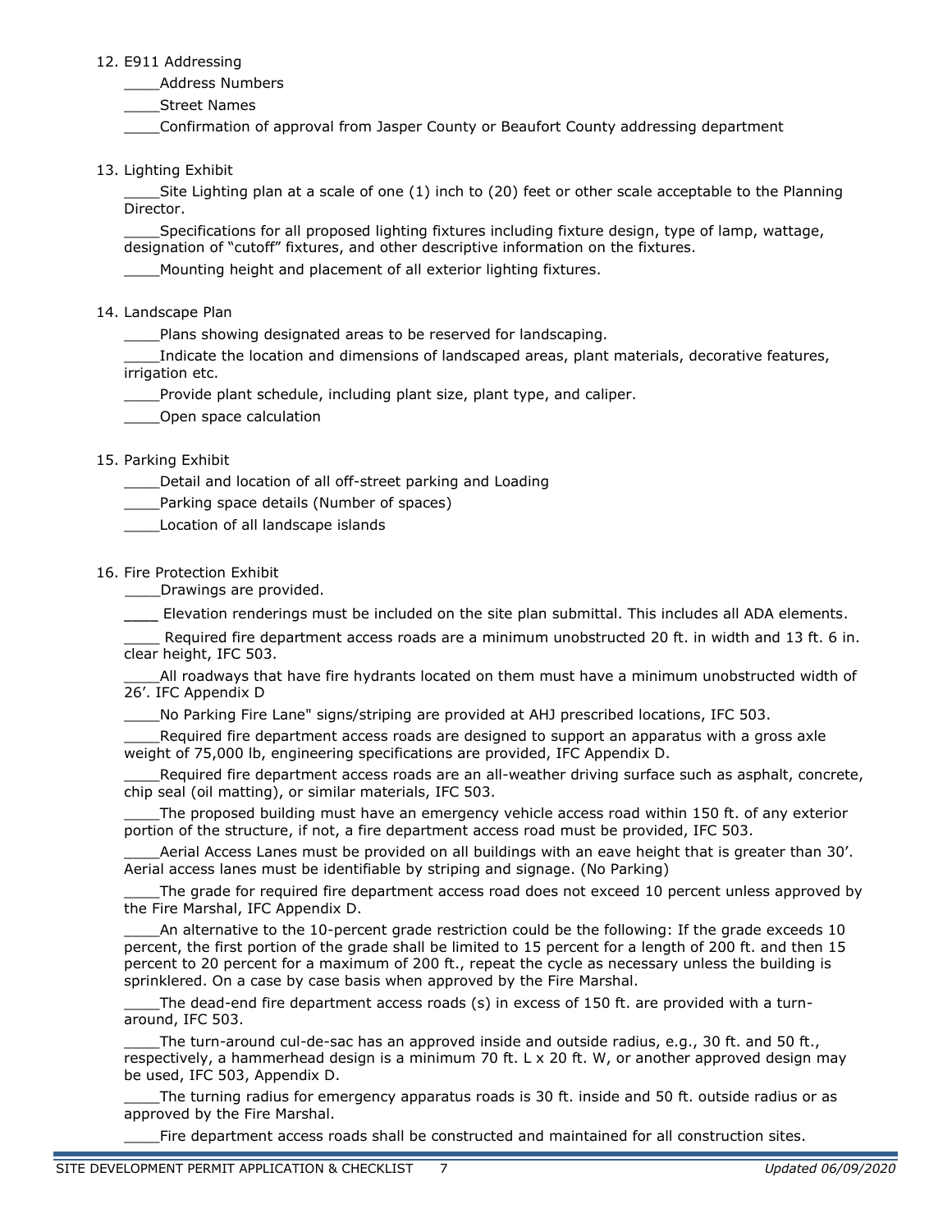12. E911 Addressing

____Address Numbers

____Street Names

____Confirmation of approval from Jasper County or Beaufort County addressing department

13. Lighting Exhibit

____Site Lighting plan at a scale of one (1) inch to (20) feet or other scale acceptable to the Planning Director.

____Specifications for all proposed lighting fixtures including fixture design, type of lamp, wattage, designation of "cutoff" fixtures, and other descriptive information on the fixtures.

____Mounting height and placement of all exterior lighting fixtures.

14. Landscape Plan

____Plans showing designated areas to be reserved for landscaping.

____Indicate the location and dimensions of landscaped areas, plant materials, decorative features, irrigation etc.

____Provide plant schedule, including plant size, plant type, and caliper.

____Open space calculation

15. Parking Exhibit

____Detail and location of all off-street parking and Loading

____Parking space details (Number of spaces)

____Location of all landscape islands

16. Fire Protection Exhibit

____Drawings are provided.

____ Elevation renderings must be included on the site plan submittal. This includes all ADA elements.

____ Required fire department access roads are a minimum unobstructed 20 ft. in width and 13 ft. 6 in. clear height, IFC 503.

____All roadways that have fire hydrants located on them must have a minimum unobstructed width of 26'. IFC Appendix D

____No Parking Fire Lane" signs/striping are provided at AHJ prescribed locations, IFC 503.

____Required fire department access roads are designed to support an apparatus with a gross axle weight of 75,000 lb, engineering specifications are provided, IFC Appendix D.

____Required fire department access roads are an all-weather driving surface such as asphalt, concrete, chip seal (oil matting), or similar materials, IFC 503.

____The proposed building must have an emergency vehicle access road within 150 ft. of any exterior portion of the structure, if not, a fire department access road must be provided, IFC 503.

____Aerial Access Lanes must be provided on all buildings with an eave height that is greater than 30'. Aerial access lanes must be identifiable by striping and signage. (No Parking)

____The grade for required fire department access road does not exceed 10 percent unless approved by the Fire Marshal, IFC Appendix D.

____An alternative to the 10-percent grade restriction could be the following: If the grade exceeds 10 percent, the first portion of the grade shall be limited to 15 percent for a length of 200 ft. and then 15 percent to 20 percent for a maximum of 200 ft., repeat the cycle as necessary unless the building is sprinklered. On a case by case basis when approved by the Fire Marshal.

____The dead-end fire department access roads (s) in excess of 150 ft. are provided with a turn-around, IFC 503.

____The turn-around cul-de-sac has an approved inside and outside radius, e.g., 30 ft. and 50 ft., respectively, a hammerhead design is a minimum 70 ft. L x 20 ft. W, or another approved design may be used, IFC 503, Appendix D.

____The turning radius for emergency apparatus roads is 30 ft. inside and 50 ft. outside radius or as approved by the Fire Marshal.

____Fire department access roads shall be constructed and maintained for all construction sites.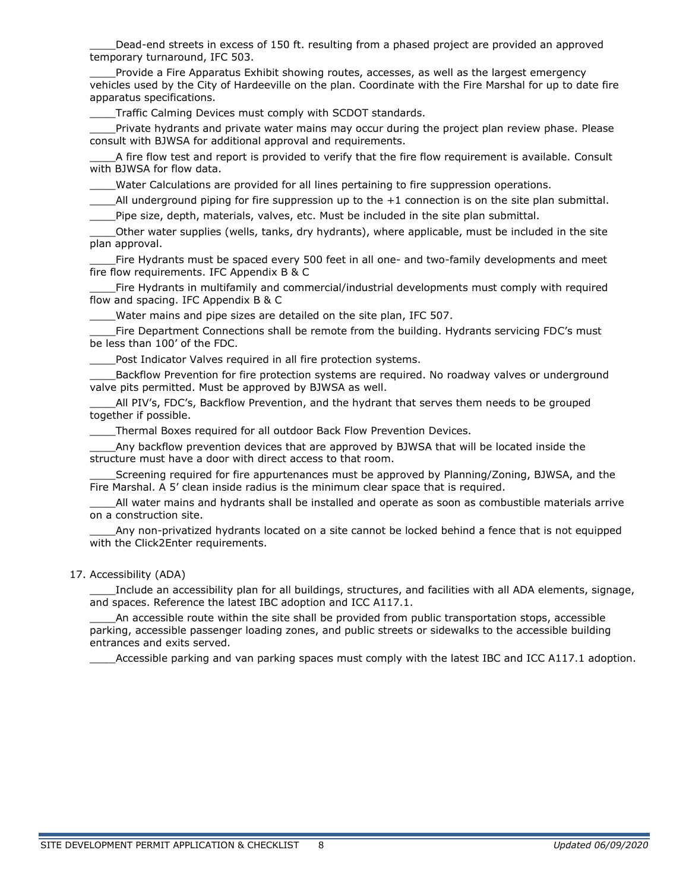____Dead-end streets in excess of 150 ft. resulting from a phased project are provided an approved temporary turnaround, IFC 503.

____Provide a Fire Apparatus Exhibit showing routes, accesses, as well as the largest emergency vehicles used by the City of Hardeeville on the plan. Coordinate with the Fire Marshal for up to date fire apparatus specifications.

____Traffic Calming Devices must comply with SCDOT standards.

____Private hydrants and private water mains may occur during the project plan review phase. Please consult with BJWSA for additional approval and requirements.

____A fire flow test and report is provided to verify that the fire flow requirement is available. Consult with BJWSA for flow data.

____Water Calculations are provided for all lines pertaining to fire suppression operations.

____All underground piping for fire suppression up to the +1 connection is on the site plan submittal.

____Pipe size, depth, materials, valves, etc. Must be included in the site plan submittal.

____Other water supplies (wells, tanks, dry hydrants), where applicable, must be included in the site plan approval.

____Fire Hydrants must be spaced every 500 feet in all one- and two-family developments and meet fire flow requirements. IFC Appendix B & C

____Fire Hydrants in multifamily and commercial/industrial developments must comply with required flow and spacing. IFC Appendix B & C

____Water mains and pipe sizes are detailed on the site plan, IFC 507.

____Fire Department Connections shall be remote from the building. Hydrants servicing FDC's must be less than 100' of the FDC.

____Post Indicator Valves required in all fire protection systems.

____Backflow Prevention for fire protection systems are required. No roadway valves or underground valve pits permitted. Must be approved by BJWSA as well.

____All PIV's, FDC's, Backflow Prevention, and the hydrant that serves them needs to be grouped together if possible.

____Thermal Boxes required for all outdoor Back Flow Prevention Devices.

____Any backflow prevention devices that are approved by BJWSA that will be located inside the structure must have a door with direct access to that room.

____Screening required for fire appurtenances must be approved by Planning/Zoning, BJWSA, and the Fire Marshal. A 5' clean inside radius is the minimum clear space that is required.

____All water mains and hydrants shall be installed and operate as soon as combustible materials arrive on a construction site.

____Any non-privatized hydrants located on a site cannot be locked behind a fence that is not equipped with the Click2Enter requirements.

17. Accessibility (ADA)

____Include an accessibility plan for all buildings, structures, and facilities with all ADA elements, signage, and spaces. Reference the latest IBC adoption and ICC A117.1.

____An accessible route within the site shall be provided from public transportation stops, accessible parking, accessible passenger loading zones, and public streets or sidewalks to the accessible building entrances and exits served.

____Accessible parking and van parking spaces must comply with the latest IBC and ICC A117.1 adoption.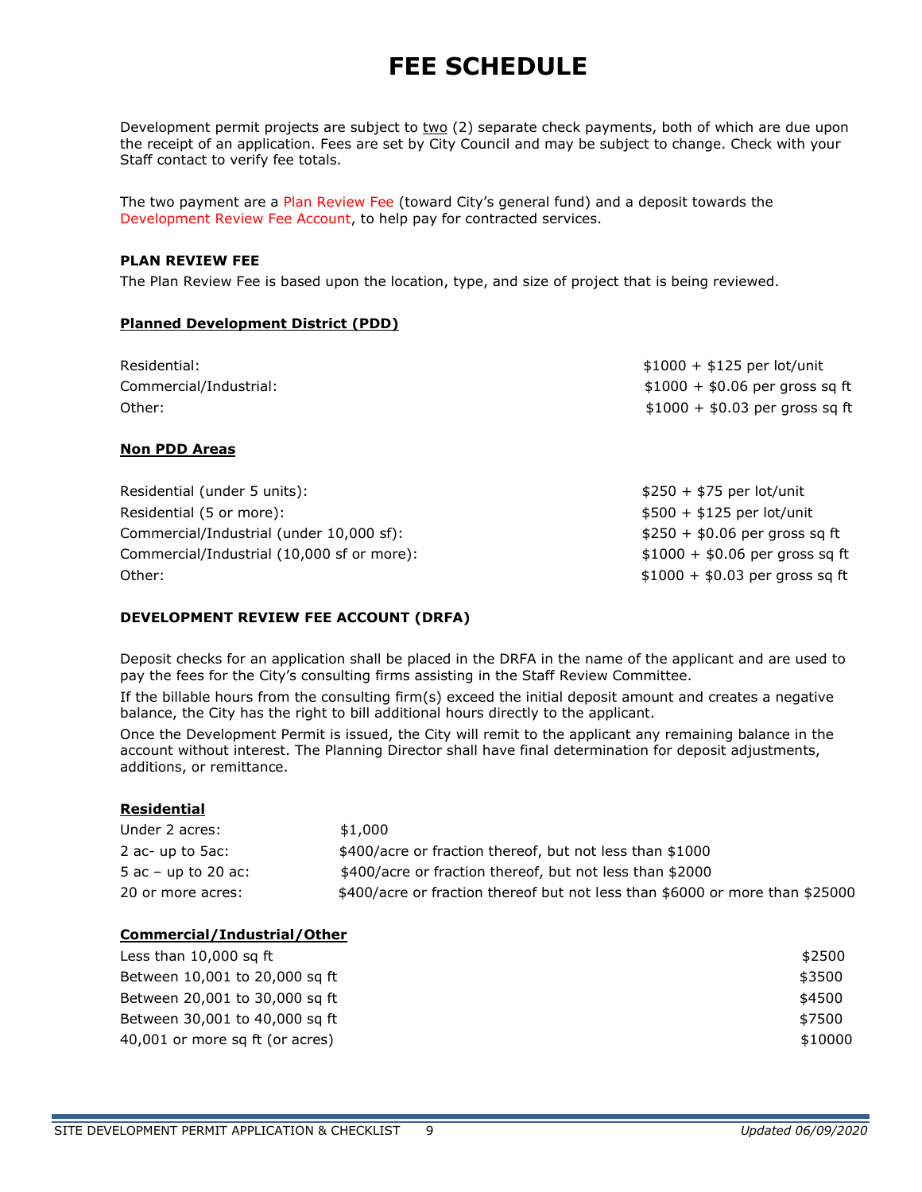# FEE SCHEDULE

Development permit projects are subject to two (2) separate check payments, both of which are due upon the receipt of an application. Fees are set by City Council and may be subject to change. Check with your Staff contact to verify fee totals.

The two payment are a Plan Review Fee (toward City's general fund) and a deposit towards the Development Review Fee Account, to help pay for contracted services.

**PLAN REVIEW FEE**

The Plan Review Fee is based upon the location, type, and size of project that is being reviewed.

**Planned Development District (PDD)**

| | |
|---|---|
| Residential: | \$1000 + \$125 per lot/unit |
| Commercial/Industrial: | \$1000 + \$0.06 per gross sq ft |
| Other: | \$1000 + \$0.03 per gross sq ft |

**Non PDD Areas**

| | |
|---|---|
| Residential (under 5 units): | \$250 + \$75 per lot/unit |
| Residential (5 or more): | \$500 + \$125 per lot/unit |
| Commercial/Industrial (under 10,000 sf): | \$250 + \$0.06 per gross sq ft |
| Commercial/Industrial (10,000 sf or more): | \$1000 + \$0.06 per gross sq ft |
| Other: | \$1000 + \$0.03 per gross sq ft |

**DEVELOPMENT REVIEW FEE ACCOUNT (DRFA)**

Deposit checks for an application shall be placed in the DRFA in the name of the applicant and are used to pay the fees for the City's consulting firms assisting in the Staff Review Committee.

If the billable hours from the consulting firm(s) exceed the initial deposit amount and creates a negative balance, the City has the right to bill additional hours directly to the applicant.

Once the Development Permit is issued, the City will remit to the applicant any remaining balance in the account without interest. The Planning Director shall have final determination for deposit adjustments, additions, or remittance.

**Residential**

| | |
|---|---|
| Under 2 acres: | \$1,000 |
| 2 ac- up to 5ac: | \$400/acre or fraction thereof, but not less than \$1000 |
| 5 ac – up to 20 ac: | \$400/acre or fraction thereof, but not less than \$2000 |
| 20 or more acres: | \$400/acre or fraction thereof but not less than \$6000 or more than \$25000 |

**Commercial/Industrial/Other**

| | |
|---|---|
| Less than 10,000 sq ft | \$2500 |
| Between 10,001 to 20,000 sq ft | \$3500 |
| Between 20,001 to 30,000 sq ft | \$4500 |
| Between 30,001 to 40,000 sq ft | \$7500 |
| 40,001 or more sq ft (or acres) | \$10000 |